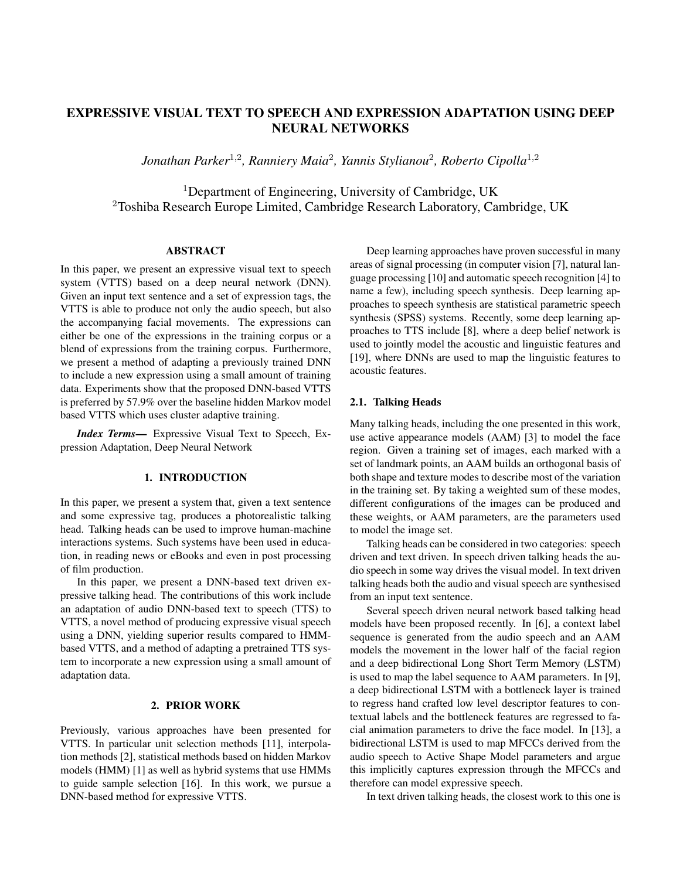# EXPRESSIVE VISUAL TEXT TO SPEECH AND EXPRESSION ADAPTATION USING DEEP NEURAL NETWORKS

*Jonathan Parker*[1,2], *Ranniery Maia*[2], *Yannis Stylianou*[2], *Roberto Cipolla*[1,2]

[1]Department of Engineering, University of Cambridge, UK
[2]Toshiba Research Europe Limited, Cambridge Research Laboratory, Cambridge, UK

## ABSTRACT

In this paper, we present an expressive visual text to speech system (VTTS) based on a deep neural network (DNN). Given an input text sentence and a set of expression tags, the VTTS is able to produce not only the audio speech, but also the accompanying facial movements. The expressions can either be one of the expressions in the training corpus or a blend of expressions from the training corpus. Furthermore, we present a method of adapting a previously trained DNN to include a new expression using a small amount of training data. Experiments show that the proposed DNN-based VTTS is preferred by 57.9% over the baseline hidden Markov model based VTTS which uses cluster adaptive training.

***Index Terms*—** Expressive Visual Text to Speech, Expression Adaptation, Deep Neural Network

## 1. INTRODUCTION

In this paper, we present a system that, given a text sentence and some expressive tag, produces a photorealistic talking head. Talking heads can be used to improve human-machine interactions systems. Such systems have been used in education, in reading news or eBooks and even in post processing of film production.

In this paper, we present a DNN-based text driven expressive talking head. The contributions of this work include an adaptation of audio DNN-based text to speech (TTS) to VTTS, a novel method of producing expressive visual speech using a DNN, yielding superior results compared to HMM-based VTTS, and a method of adapting a pretrained TTS system to incorporate a new expression using a small amount of adaptation data.

## 2. PRIOR WORK

Previously, various approaches have been presented for VTTS. In particular unit selection methods [11], interpolation methods [2], statistical methods based on hidden Markov models (HMM) [1] as well as hybrid systems that use HMMs to guide sample selection [16]. In this work, we pursue a DNN-based method for expressive VTTS.

Deep learning approaches have proven successful in many areas of signal processing (in computer vision [7], natural language processing [10] and automatic speech recognition [4] to name a few), including speech synthesis. Deep learning approaches to speech synthesis are statistical parametric speech synthesis (SPSS) systems. Recently, some deep learning approaches to TTS include [8], where a deep belief network is used to jointly model the acoustic and linguistic features and [19], where DNNs are used to map the linguistic features to acoustic features.

### 2.1. Talking Heads

Many talking heads, including the one presented in this work, use active appearance models (AAM) [3] to model the face region. Given a training set of images, each marked with a set of landmark points, an AAM builds an orthogonal basis of both shape and texture modes to describe most of the variation in the training set. By taking a weighted sum of these modes, different configurations of the images can be produced and these weights, or AAM parameters, are the parameters used to model the image set.

Talking heads can be considered in two categories: speech driven and text driven. In speech driven talking heads the audio speech in some way drives the visual model. In text driven talking heads both the audio and visual speech are synthesised from an input text sentence.

Several speech driven neural network based talking head models have been proposed recently. In [6], a context label sequence is generated from the audio speech and an AAM models the movement in the lower half of the facial region and a deep bidirectional Long Short Term Memory (LSTM) is used to map the label sequence to AAM parameters. In [9], a deep bidirectional LSTM with a bottleneck layer is trained to regress hand crafted low level descriptor features to contextual labels and the bottleneck features are regressed to facial animation parameters to drive the face model. In [13], a bidirectional LSTM is used to map MFCCs derived from the audio speech to Active Shape Model parameters and argue this implicitly captures expression through the MFCCs and therefore can model expressive speech.

In text driven talking heads, the closest work to this one is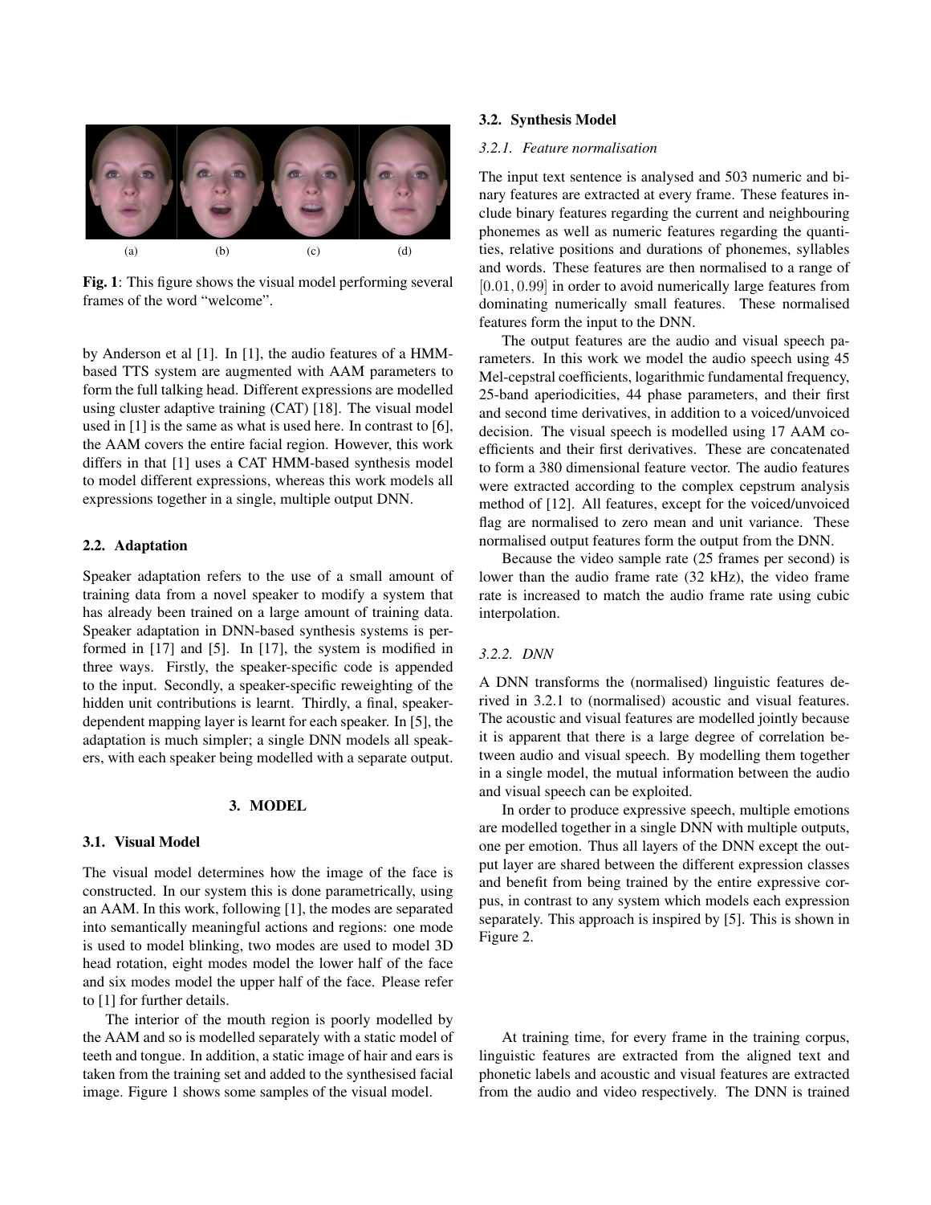(a) (b) (c) (d)

**Fig. 1**: This figure shows the visual model performing several frames of the word "welcome".

by Anderson et al [1]. In [1], the audio features of a HMM-based TTS system are augmented with AAM parameters to form the full talking head. Different expressions are modelled using cluster adaptive training (CAT) [18]. The visual model used in [1] is the same as what is used here. In contrast to [6], the AAM covers the entire facial region. However, this work differs in that [1] uses a CAT HMM-based synthesis model to model different expressions, whereas this work models all expressions together in a single, multiple output DNN.

### 2.2. Adaptation

Speaker adaptation refers to the use of a small amount of training data from a novel speaker to modify a system that has already been trained on a large amount of training data. Speaker adaptation in DNN-based synthesis systems is performed in [17] and [5]. In [17], the system is modified in three ways. Firstly, the speaker-specific code is appended to the input. Secondly, a speaker-specific reweighting of the hidden unit contributions is learnt. Thirdly, a final, speaker-dependent mapping layer is learnt for each speaker. In [5], the adaptation is much simpler; a single DNN models all speakers, with each speaker being modelled with a separate output.

## 3. MODEL

### 3.1. Visual Model

The visual model determines how the image of the face is constructed. In our system this is done parametrically, using an AAM. In this work, following [1], the modes are separated into semantically meaningful actions and regions: one mode is used to model blinking, two modes are used to model 3D head rotation, eight modes model the lower half of the face and six modes model the upper half of the face. Please refer to [1] for further details.

The interior of the mouth region is poorly modelled by the AAM and so is modelled separately with a static model of teeth and tongue. In addition, a static image of hair and ears is taken from the training set and added to the synthesised facial image. Figure 1 shows some samples of the visual model.

### 3.2. Synthesis Model

#### *3.2.1. Feature normalisation*

The input text sentence is analysed and 503 numeric and binary features are extracted at every frame. These features include binary features regarding the current and neighbouring phonemes as well as numeric features regarding the quantities, relative positions and durations of phonemes, syllables and words. These features are then normalised to a range of $[0.01, 0.99]$ in order to avoid numerically large features from dominating numerically small features. These normalised features form the input to the DNN.

The output features are the audio and visual speech parameters. In this work we model the audio speech using 45 Mel-cepstral coefficients, logarithmic fundamental frequency, 25-band aperiodicities, 44 phase parameters, and their first and second time derivatives, in addition to a voiced/unvoiced decision. The visual speech is modelled using 17 AAM coefficients and their first derivatives. These are concatenated to form a 380 dimensional feature vector. The audio features were extracted according to the complex cepstrum analysis method of [12]. All features, except for the voiced/unvoiced flag are normalised to zero mean and unit variance. These normalised output features form the output from the DNN.

Because the video sample rate (25 frames per second) is lower than the audio frame rate (32 kHz), the video frame rate is increased to match the audio frame rate using cubic interpolation.

#### *3.2.2. DNN*

A DNN transforms the (normalised) linguistic features derived in 3.2.1 to (normalised) acoustic and visual features. The acoustic and visual features are modelled jointly because it is apparent that there is a large degree of correlation between audio and visual speech. By modelling them together in a single model, the mutual information between the audio and visual speech can be exploited.

In order to produce expressive speech, multiple emotions are modelled together in a single DNN with multiple outputs, one per emotion. Thus all layers of the DNN except the output layer are shared between the different expression classes and benefit from being trained by the entire expressive corpus, in contrast to any system which models each expression separately. This approach is inspired by [5]. This is shown in Figure 2.

At training time, for every frame in the training corpus, linguistic features are extracted from the aligned text and phonetic labels and acoustic and visual features are extracted from the audio and video respectively. The DNN is trained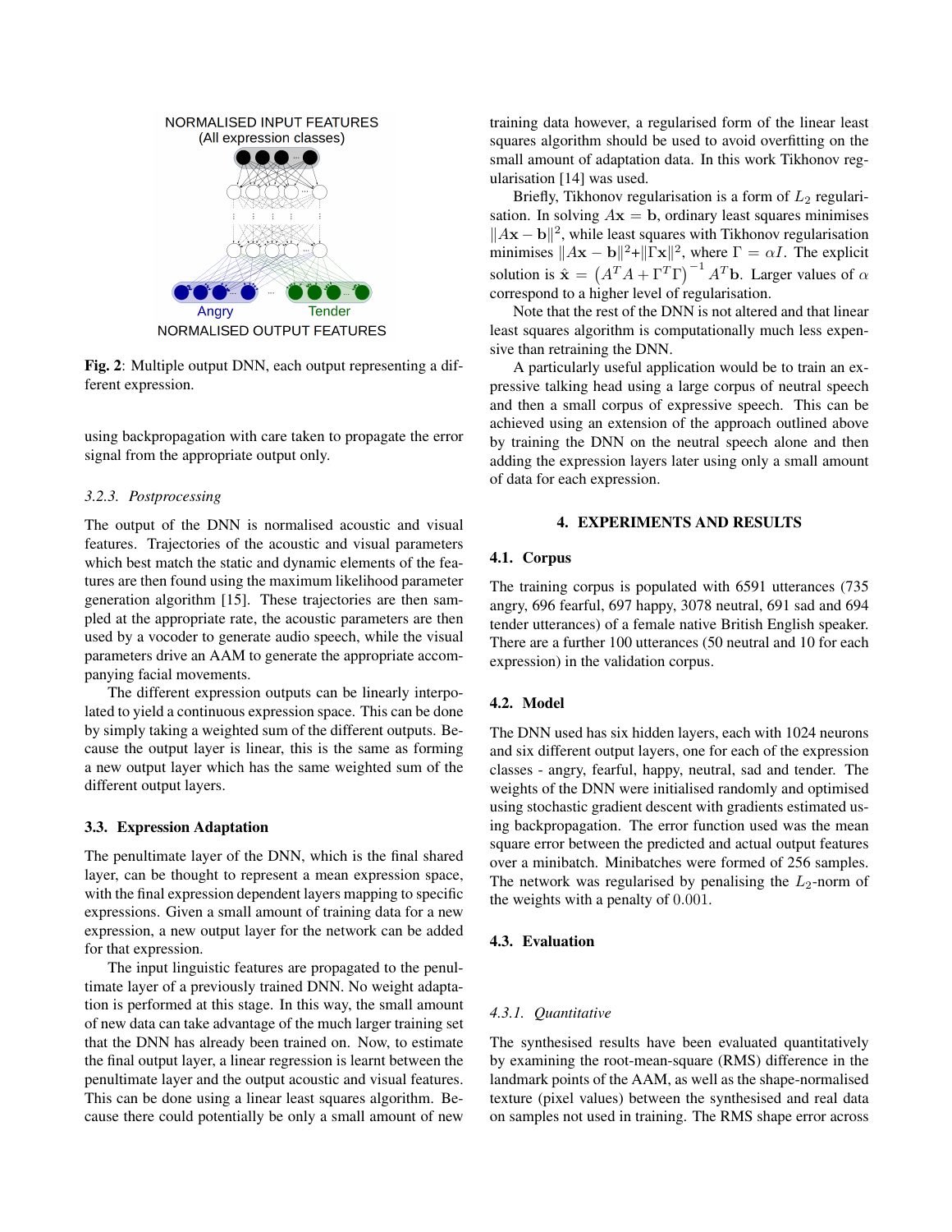NORMALISED INPUT FEATURES
(All expression classes)

Angry Tender

NORMALISED OUTPUT FEATURES

**Fig. 2**: Multiple output DNN, each output representing a different expression.

using backpropagation with care taken to propagate the error signal from the appropriate output only.

#### *3.2.3. Postprocessing*

The output of the DNN is normalised acoustic and visual features. Trajectories of the acoustic and visual parameters which best match the static and dynamic elements of the features are then found using the maximum likelihood parameter generation algorithm [15]. These trajectories are then sampled at the appropriate rate, the acoustic parameters are then used by a vocoder to generate audio speech, while the visual parameters drive an AAM to generate the appropriate accompanying facial movements.

The different expression outputs can be linearly interpolated to yield a continuous expression space. This can be done by simply taking a weighted sum of the different outputs. Because the output layer is linear, this is the same as forming a new output layer which has the same weighted sum of the different output layers.

### 3.3. Expression Adaptation

The penultimate layer of the DNN, which is the final shared layer, can be thought to represent a mean expression space, with the final expression dependent layers mapping to specific expressions. Given a small amount of training data for a new expression, a new output layer for the network can be added for that expression.

The input linguistic features are propagated to the penultimate layer of a previously trained DNN. No weight adaptation is performed at this stage. In this way, the small amount of new data can take advantage of the much larger training set that the DNN has already been trained on. Now, to estimate the final output layer, a linear regression is learnt between the penultimate layer and the output acoustic and visual features. This can be done using a linear least squares algorithm. Because there could potentially be only a small amount of new training data however, a regularised form of the linear least squares algorithm should be used to avoid overfitting on the small amount of adaptation data. In this work Tikhonov regularisation [14] was used.

Briefly, Tikhonov regularisation is a form of $L_2$ regularisation. In solving $A\mathbf{x} = \mathbf{b}$, ordinary least squares minimises $\|A\mathbf{x} - \mathbf{b}\|^2$, while least squares with Tikhonov regularisation minimises $\|A\mathbf{x} - \mathbf{b}\|^2 + \|\Gamma\mathbf{x}\|^2$, where $\Gamma = \alpha I$. The explicit solution is $\hat{\mathbf{x}} = \left(A^T A + \Gamma^T \Gamma\right)^{-1} A^T \mathbf{b}$. Larger values of $\alpha$ correspond to a higher level of regularisation.

Note that the rest of the DNN is not altered and that linear least squares algorithm is computationally much less expensive than retraining the DNN.

A particularly useful application would be to train an expressive talking head using a large corpus of neutral speech and then a small corpus of expressive speech. This can be achieved using an extension of the approach outlined above by training the DNN on the neutral speech alone and then adding the expression layers later using only a small amount of data for each expression.

## 4. EXPERIMENTS AND RESULTS

### 4.1. Corpus

The training corpus is populated with 6591 utterances (735 angry, 696 fearful, 697 happy, 3078 neutral, 691 sad and 694 tender utterances) of a female native British English speaker. There are a further 100 utterances (50 neutral and 10 for each expression) in the validation corpus.

### 4.2. Model

The DNN used has six hidden layers, each with 1024 neurons and six different output layers, one for each of the expression classes - angry, fearful, happy, neutral, sad and tender. The weights of the DNN were initialised randomly and optimised using stochastic gradient descent with gradients estimated using backpropagation. The error function used was the mean square error between the predicted and actual output features over a minibatch. Minibatches were formed of 256 samples. The network was regularised by penalising the $L_2$-norm of the weights with a penalty of $0.001$.

### 4.3. Evaluation

#### *4.3.1. Quantitative*

The synthesised results have been evaluated quantitatively by examining the root-mean-square (RMS) difference in the landmark points of the AAM, as well as the shape-normalised texture (pixel values) between the synthesised and real data on samples not used in training. The RMS shape error across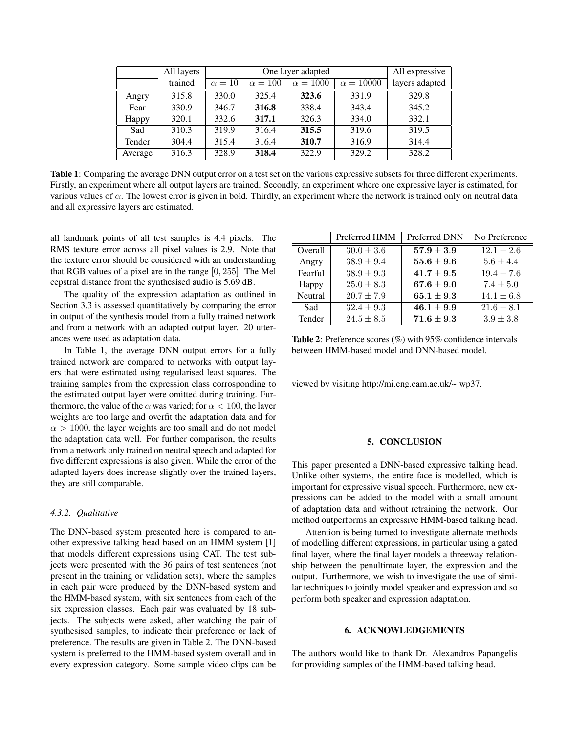|  | All layers | One layer adapted |  |  |  | All expressive |
|---|---|---|---|---|---|---|
|  | trained | $\alpha = 10$ | $\alpha = 100$ | $\alpha = 1000$ | $\alpha = 10000$ | layers adapted |
| Angry | 315.8 | 330.0 | 325.4 | **323.6** | 331.9 | 329.8 |
| Fear | 330.9 | 346.7 | **316.8** | 338.4 | 343.4 | 345.2 |
| Happy | 320.1 | 332.6 | **317.1** | 326.3 | 334.0 | 332.1 |
| Sad | 310.3 | 319.9 | 316.4 | **315.5** | 319.6 | 319.5 |
| Tender | 304.4 | 315.4 | 316.4 | **310.7** | 316.9 | 314.4 |
| Average | 316.3 | 328.9 | **318.4** | 322.9 | 329.2 | 328.2 |

**Table 1**: Comparing the average DNN output error on a test set on the various expressive subsets for three different experiments. Firstly, an experiment where all output layers are trained. Secondly, an experiment where one expressive layer is estimated, for various values of $\alpha$. The lowest error is given in bold. Thirdly, an experiment where the network is trained only on neutral data and all expressive layers are estimated.

all landmark points of all test samples is 4.4 pixels. The RMS texture error across all pixel values is 2.9. Note that the texture error should be considered with an understanding that RGB values of a pixel are in the range $[0, 255]$. The Mel cepstral distance from the synthesised audio is 5.69 dB.

The quality of the expression adaptation as outlined in Section 3.3 is assessed quantitatively by comparing the error in output of the synthesis model from a fully trained network and from a network with an adapted output layer. 20 utterances were used as adaptation data.

In Table 1, the average DNN output errors for a fully trained network are compared to networks with output layers that were estimated using regularised least squares. The training samples from the expression class corrosponding to the estimated output layer were omitted during training. Furthermore, the value of the $\alpha$ was varied; for $\alpha < 100$, the layer weights are too large and overfit the adaptation data and for $\alpha > 1000$, the layer weights are too small and do not model the adaptation data well. For further comparison, the results from a network only trained on neutral speech and adapted for five different expressions is also given. While the error of the adapted layers does increase slightly over the trained layers, they are still comparable.

#### 4.3.2. Qualitative

The DNN-based system presented here is compared to another expressive talking head based on an HMM system [1] that models different expressions using CAT. The test subjects were presented with the 36 pairs of test sentences (not present in the training or validation sets), where the samples in each pair were produced by the DNN-based system and the HMM-based system, with six sentences from each of the six expression classes. Each pair was evaluated by 18 subjects. The subjects were asked, after watching the pair of synthesised samples, to indicate their preference or lack of preference. The results are given in Table 2. The DNN-based system is preferred to the HMM-based system overall and in every expression category. Some sample video clips can be viewed by visiting http://mi.eng.cam.ac.uk/~jwp37.

|  | Preferred HMM | Preferred DNN | No Preference |
|---|---|---|---|
| Overall | $30.0 \pm 3.6$ | $\mathbf{57.9 \pm 3.9}$ | $12.1 \pm 2.6$ |
| Angry | $38.9 \pm 9.4$ | $\mathbf{55.6 \pm 9.6}$ | $5.6 \pm 4.4$ |
| Fearful | $38.9 \pm 9.3$ | $\mathbf{41.7 \pm 9.5}$ | $19.4 \pm 7.6$ |
| Happy | $25.0 \pm 8.3$ | $\mathbf{67.6 \pm 9.0}$ | $7.4 \pm 5.0$ |
| Neutral | $20.7 \pm 7.9$ | $\mathbf{65.1 \pm 9.3}$ | $14.1 \pm 6.8$ |
| Sad | $32.4 \pm 9.3$ | $\mathbf{46.1 \pm 9.9}$ | $21.6 \pm 8.1$ |
| Tender | $24.5 \pm 8.5$ | $\mathbf{71.6 \pm 9.3}$ | $3.9 \pm 3.8$ |

**Table 2**: Preference scores (%) with 95% confidence intervals between HMM-based model and DNN-based model.

## 5. CONCLUSION

This paper presented a DNN-based expressive talking head. Unlike other systems, the entire face is modelled, which is important for expressive visual speech. Furthermore, new expressions can be added to the model with a small amount of adaptation data and without retraining the network. Our method outperforms an expressive HMM-based talking head.

Attention is being turned to investigate alternate methods of modelling different expressions, in particular using a gated final layer, where the final layer models a threeway relationship between the penultimate layer, the expression and the output. Furthermore, we wish to investigate the use of similar techniques to jointly model speaker and expression and so perform both speaker and expression adaptation.

## 6. ACKNOWLEDGEMENTS

The authors would like to thank Dr. Alexandros Papangelis for providing samples of the HMM-based talking head.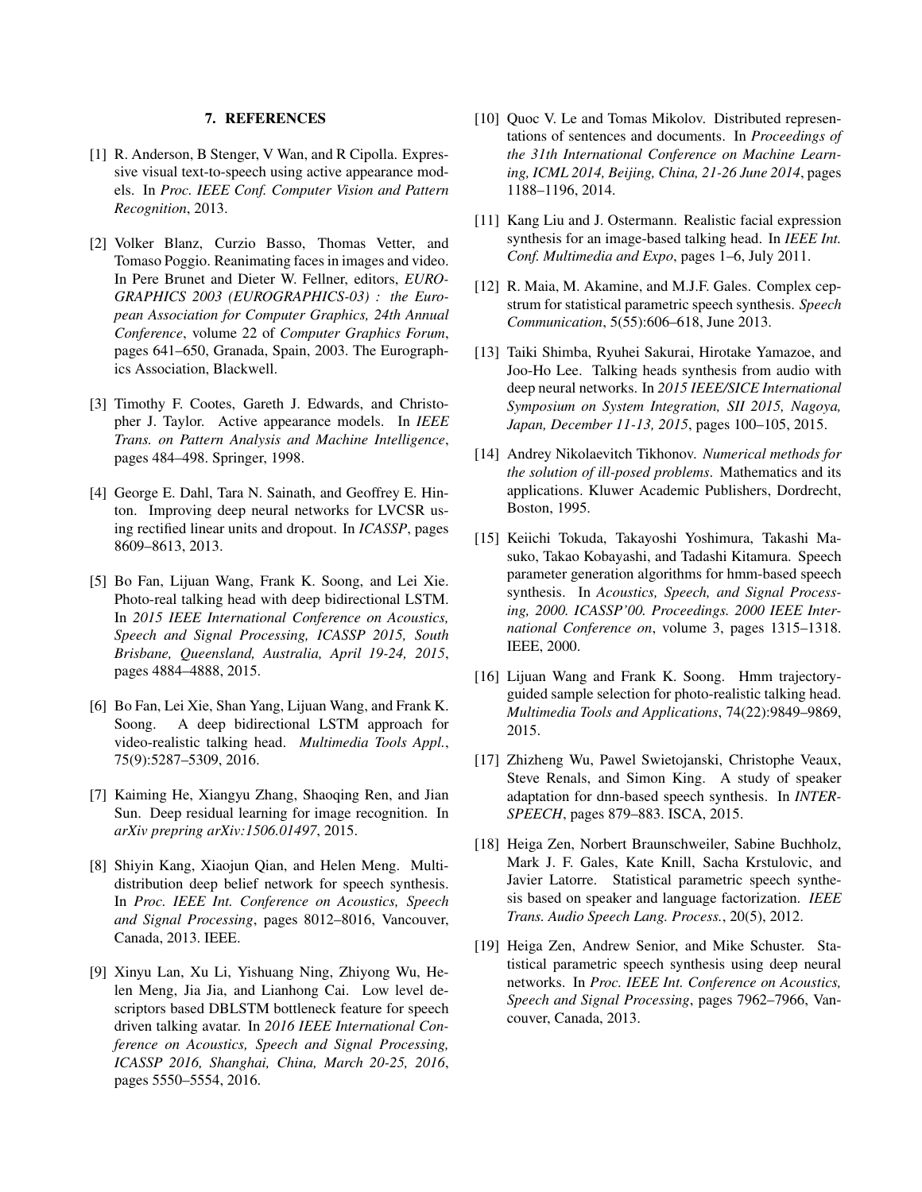## 7. REFERENCES

[1] R. Anderson, B Stenger, V Wan, and R Cipolla. Expressive visual text-to-speech using active appearance models. In *Proc. IEEE Conf. Computer Vision and Pattern Recognition*, 2013.

[2] Volker Blanz, Curzio Basso, Thomas Vetter, and Tomaso Poggio. Reanimating faces in images and video. In Pere Brunet and Dieter W. Fellner, editors, *EUROGRAPHICS 2003 (EUROGRAPHICS-03) : the European Association for Computer Graphics, 24th Annual Conference*, volume 22 of *Computer Graphics Forum*, pages 641–650, Granada, Spain, 2003. The Eurographics Association, Blackwell.

[3] Timothy F. Cootes, Gareth J. Edwards, and Christopher J. Taylor. Active appearance models. In *IEEE Trans. on Pattern Analysis and Machine Intelligence*, pages 484–498. Springer, 1998.

[4] George E. Dahl, Tara N. Sainath, and Geoffrey E. Hinton. Improving deep neural networks for LVCSR using rectified linear units and dropout. In *ICASSP*, pages 8609–8613, 2013.

[5] Bo Fan, Lijuan Wang, Frank K. Soong, and Lei Xie. Photo-real talking head with deep bidirectional LSTM. In *2015 IEEE International Conference on Acoustics, Speech and Signal Processing, ICASSP 2015, South Brisbane, Queensland, Australia, April 19-24, 2015*, pages 4884–4888, 2015.

[6] Bo Fan, Lei Xie, Shan Yang, Lijuan Wang, and Frank K. Soong. A deep bidirectional LSTM approach for video-realistic talking head. *Multimedia Tools Appl.*, 75(9):5287–5309, 2016.

[7] Kaiming He, Xiangyu Zhang, Shaoqing Ren, and Jian Sun. Deep residual learning for image recognition. In *arXiv prepring arXiv:1506.01497*, 2015.

[8] Shiyin Kang, Xiaojun Qian, and Helen Meng. Multi-distribution deep belief network for speech synthesis. In *Proc. IEEE Int. Conference on Acoustics, Speech and Signal Processing*, pages 8012–8016, Vancouver, Canada, 2013. IEEE.

[9] Xinyu Lan, Xu Li, Yishuang Ning, Zhiyong Wu, Helen Meng, Jia Jia, and Lianhong Cai. Low level descriptors based DBLSTM bottleneck feature for speech driven talking avatar. In *2016 IEEE International Conference on Acoustics, Speech and Signal Processing, ICASSP 2016, Shanghai, China, March 20-25, 2016*, pages 5550–5554, 2016.

[10] Quoc V. Le and Tomas Mikolov. Distributed representations of sentences and documents. In *Proceedings of the 31th International Conference on Machine Learning, ICML 2014, Beijing, China, 21-26 June 2014*, pages 1188–1196, 2014.

[11] Kang Liu and J. Ostermann. Realistic facial expression synthesis for an image-based talking head. In *IEEE Int. Conf. Multimedia and Expo*, pages 1–6, July 2011.

[12] R. Maia, M. Akamine, and M.J.F. Gales. Complex cepstrum for statistical parametric speech synthesis. *Speech Communication*, 5(55):606–618, June 2013.

[13] Taiki Shimba, Ryuhei Sakurai, Hirotake Yamazoe, and Joo-Ho Lee. Talking heads synthesis from audio with deep neural networks. In *2015 IEEE/SICE International Symposium on System Integration, SII 2015, Nagoya, Japan, December 11-13, 2015*, pages 100–105, 2015.

[14] Andrey Nikolaevitch Tikhonov. *Numerical methods for the solution of ill-posed problems*. Mathematics and its applications. Kluwer Academic Publishers, Dordrecht, Boston, 1995.

[15] Keiichi Tokuda, Takayoshi Yoshimura, Takashi Masuko, Takao Kobayashi, and Tadashi Kitamura. Speech parameter generation algorithms for hmm-based speech synthesis. In *Acoustics, Speech, and Signal Processing, 2000. ICASSP'00. Proceedings. 2000 IEEE International Conference on*, volume 3, pages 1315–1318. IEEE, 2000.

[16] Lijuan Wang and Frank K. Soong. Hmm trajectory-guided sample selection for photo-realistic talking head. *Multimedia Tools and Applications*, 74(22):9849–9869, 2015.

[17] Zhizheng Wu, Pawel Swietojanski, Christophe Veaux, Steve Renals, and Simon King. A study of speaker adaptation for dnn-based speech synthesis. In *INTERSPEECH*, pages 879–883. ISCA, 2015.

[18] Heiga Zen, Norbert Braunschweiler, Sabine Buchholz, Mark J. F. Gales, Kate Knill, Sacha Krstulovic, and Javier Latorre. Statistical parametric speech synthesis based on speaker and language factorization. *IEEE Trans. Audio Speech Lang. Process.*, 20(5), 2012.

[19] Heiga Zen, Andrew Senior, and Mike Schuster. Statistical parametric speech synthesis using deep neural networks. In *Proc. IEEE Int. Conference on Acoustics, Speech and Signal Processing*, pages 7962–7966, Vancouver, Canada, 2013.